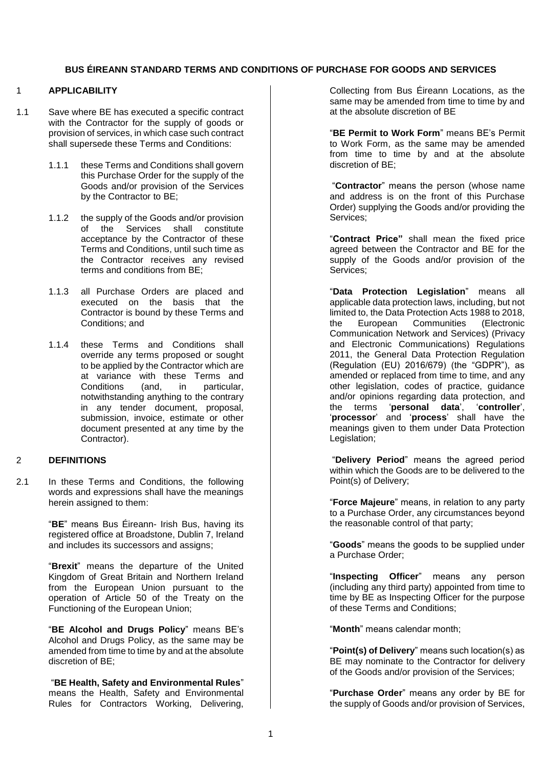# BUS ÉIREANN STANDARD TERMS AND CONDITIONS OF PURCHASE FOR GOODS AND SERVICES

## 1 APPLICABILITY

1.1 Save where BE has executed a specific contract with the Contractor for the supply of goods or provision of services, in which case such contract shall supersede these Terms and Conditions:

1.1.1 these Terms and Conditions shall govern this Purchase Order for the supply of the Goods and/or provision of the Services by the Contractor to BE;

1.1.2 the supply of the Goods and/or provision of the Services shall constitute acceptance by the Contractor of these Terms and Conditions, until such time as the Contractor receives any revised terms and conditions from BE;

1.1.3 all Purchase Orders are placed and executed on the basis that the Contractor is bound by these Terms and Conditions; and

1.1.4 these Terms and Conditions shall override any terms proposed or sought to be applied by the Contractor which are at variance with these Terms and Conditions (and, in particular, notwithstanding anything to the contrary in any tender document, proposal, submission, invoice, estimate or other document presented at any time by the Contractor).

## 2 DEFINITIONS

2.1 In these Terms and Conditions, the following words and expressions shall have the meanings herein assigned to them:

"**BE**" means Bus Éireann- Irish Bus, having its registered office at Broadstone, Dublin 7, Ireland and includes its successors and assigns;

"**Brexit**" means the departure of the United Kingdom of Great Britain and Northern Ireland from the European Union pursuant to the operation of Article 50 of the Treaty on the Functioning of the European Union;

"**BE Alcohol and Drugs Policy**" means BE's Alcohol and Drugs Policy, as the same may be amended from time to time by and at the absolute discretion of BE;

"**BE Health, Safety and Environmental Rules**" means the Health, Safety and Environmental Rules for Contractors Working, Delivering, Collecting from Bus Éireann Locations, as the same may be amended from time to time by and at the absolute discretion of BE

"**BE Permit to Work Form**" means BE's Permit to Work Form, as the same may be amended from time to time by and at the absolute discretion of BE;

"**Contractor**" means the person (whose name and address is on the front of this Purchase Order) supplying the Goods and/or providing the Services;

"**Contract Price"** shall mean the fixed price agreed between the Contractor and BE for the supply of the Goods and/or provision of the Services;

"**Data Protection Legislation**" means all applicable data protection laws, including, but not limited to, the Data Protection Acts 1988 to 2018, the European Communities (Electronic Communication Network and Services) (Privacy and Electronic Communications) Regulations 2011, the General Data Protection Regulation (Regulation (EU) 2016/679) (the "GDPR"), as amended or replaced from time to time, and any other legislation, codes of practice, guidance and/or opinions regarding data protection, and the terms '**personal data**', '**controller**', '**processor**' and '**process**' shall have the meanings given to them under Data Protection Legislation;

"**Delivery Period**" means the agreed period within which the Goods are to be delivered to the Point(s) of Delivery;

"**Force Majeure**" means, in relation to any party to a Purchase Order, any circumstances beyond the reasonable control of that party;

"**Goods**" means the goods to be supplied under a Purchase Order;

"**Inspecting Officer**" means any person (including any third party) appointed from time to time by BE as Inspecting Officer for the purpose of these Terms and Conditions;

"**Month**" means calendar month;

"**Point(s) of Delivery**" means such location(s) as BE may nominate to the Contractor for delivery of the Goods and/or provision of the Services;

"**Purchase Order**" means any order by BE for the supply of Goods and/or provision of Services,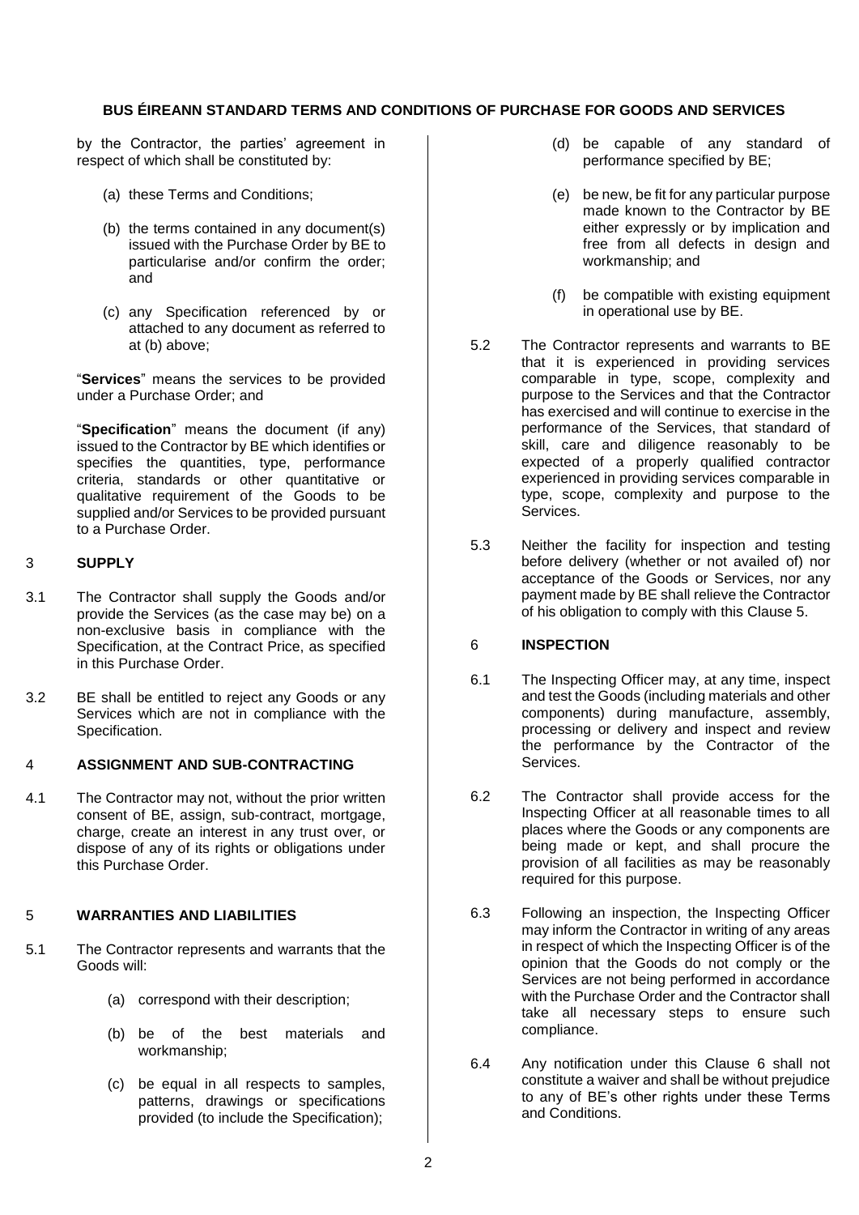by the Contractor, the parties' agreement in respect of which shall be constituted by:

(a) these Terms and Conditions;

(b) the terms contained in any document(s) issued with the Purchase Order by BE to particularise and/or confirm the order; and

(c) any Specification referenced by or attached to any document as referred to at (b) above;

"**Services**" means the services to be provided under a Purchase Order; and

"**Specification**" means the document (if any) issued to the Contractor by BE which identifies or specifies the quantities, type, performance criteria, standards or other quantitative or qualitative requirement of the Goods to be supplied and/or Services to be provided pursuant to a Purchase Order.

## 3 SUPPLY

3.1 The Contractor shall supply the Goods and/or provide the Services (as the case may be) on a non-exclusive basis in compliance with the Specification, at the Contract Price, as specified in this Purchase Order.

3.2 BE shall be entitled to reject any Goods or any Services which are not in compliance with the Specification.

## 4 ASSIGNMENT AND SUB-CONTRACTING

4.1 The Contractor may not, without the prior written consent of BE, assign, sub-contract, mortgage, charge, create an interest in any trust over, or dispose of any of its rights or obligations under this Purchase Order.

## 5 WARRANTIES AND LIABILITIES

5.1 The Contractor represents and warrants that the Goods will:

(a) correspond with their description;

(b) be of the best materials and workmanship;

(c) be equal in all respects to samples, patterns, drawings or specifications provided (to include the Specification);

(d) be capable of any standard of performance specified by BE;

(e) be new, be fit for any particular purpose made known to the Contractor by BE either expressly or by implication and free from all defects in design and workmanship; and

(f) be compatible with existing equipment in operational use by BE.

5.2 The Contractor represents and warrants to BE that it is experienced in providing services comparable in type, scope, complexity and purpose to the Services and that the Contractor has exercised and will continue to exercise in the performance of the Services, that standard of skill, care and diligence reasonably to be expected of a properly qualified contractor experienced in providing services comparable in type, scope, complexity and purpose to the Services.

5.3 Neither the facility for inspection and testing before delivery (whether or not availed of) nor acceptance of the Goods or Services, nor any payment made by BE shall relieve the Contractor of his obligation to comply with this Clause 5.

## 6 INSPECTION

6.1 The Inspecting Officer may, at any time, inspect and test the Goods (including materials and other components) during manufacture, assembly, processing or delivery and inspect and review the performance by the Contractor of the Services.

6.2 The Contractor shall provide access for the Inspecting Officer at all reasonable times to all places where the Goods or any components are being made or kept, and shall procure the provision of all facilities as may be reasonably required for this purpose.

6.3 Following an inspection, the Inspecting Officer may inform the Contractor in writing of any areas in respect of which the Inspecting Officer is of the opinion that the Goods do not comply or the Services are not being performed in accordance with the Purchase Order and the Contractor shall take all necessary steps to ensure such compliance.

6.4 Any notification under this Clause 6 shall not constitute a waiver and shall be without prejudice to any of BE's other rights under these Terms and Conditions.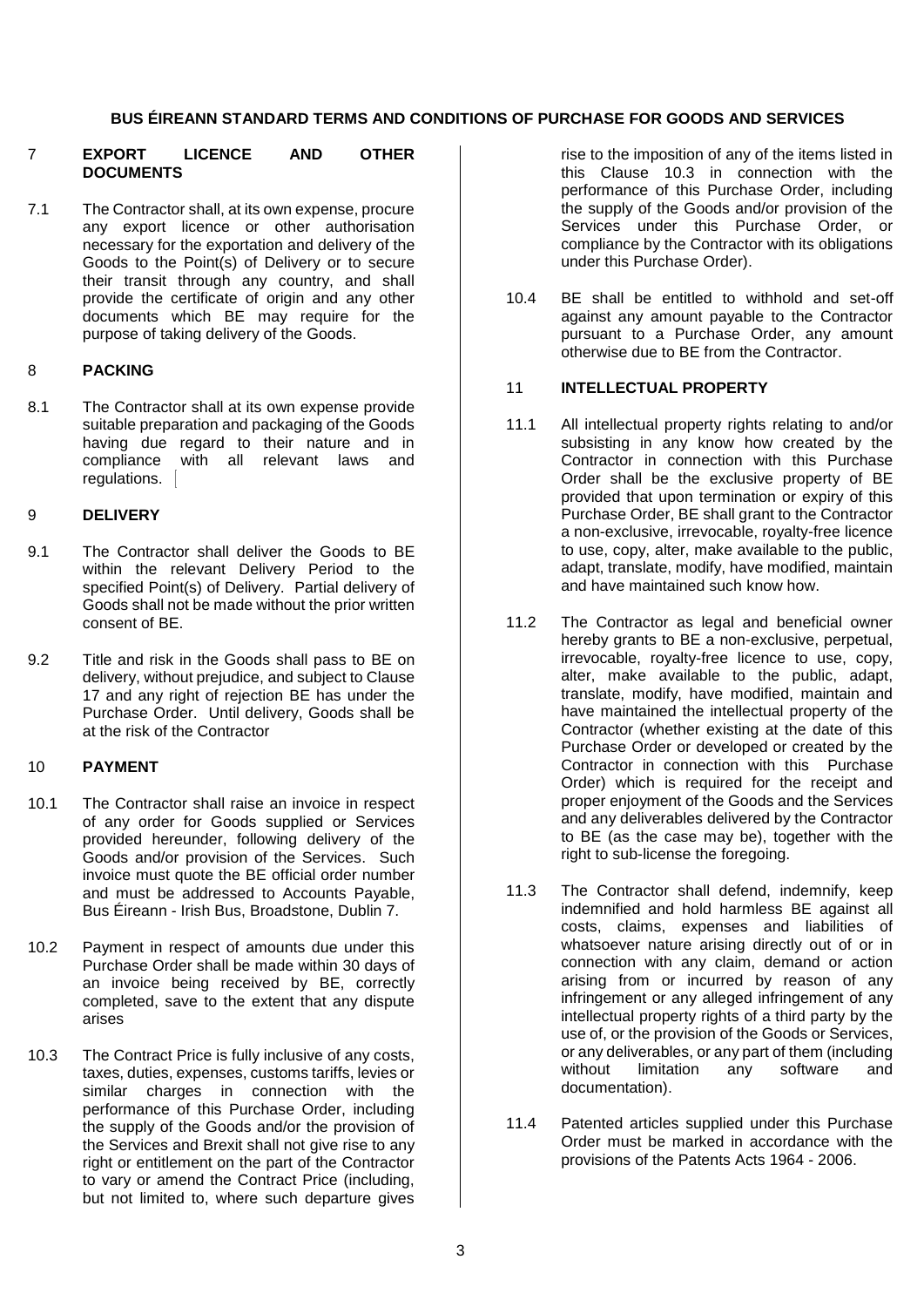## 7 EXPORT LICENCE AND OTHER DOCUMENTS

7.1 The Contractor shall, at its own expense, procure any export licence or other authorisation necessary for the exportation and delivery of the Goods to the Point(s) of Delivery or to secure their transit through any country, and shall provide the certificate of origin and any other documents which BE may require for the purpose of taking delivery of the Goods.

## 8 PACKING

8.1 The Contractor shall at its own expense provide suitable preparation and packaging of the Goods having due regard to their nature and in compliance with all relevant laws and regulations.

## 9 DELIVERY

9.1 The Contractor shall deliver the Goods to BE within the relevant Delivery Period to the specified Point(s) of Delivery. Partial delivery of Goods shall not be made without the prior written consent of BE.

9.2 Title and risk in the Goods shall pass to BE on delivery, without prejudice, and subject to Clause 17 and any right of rejection BE has under the Purchase Order. Until delivery, Goods shall be at the risk of the Contractor

## 10 PAYMENT

10.1 The Contractor shall raise an invoice in respect of any order for Goods supplied or Services provided hereunder, following delivery of the Goods and/or provision of the Services. Such invoice must quote the BE official order number and must be addressed to Accounts Payable, Bus Éireann - Irish Bus, Broadstone, Dublin 7.

10.2 Payment in respect of amounts due under this Purchase Order shall be made within 30 days of an invoice being received by BE, correctly completed, save to the extent that any dispute arises

10.3 The Contract Price is fully inclusive of any costs, taxes, duties, expenses, customs tariffs, levies or similar charges in connection with the performance of this Purchase Order, including the supply of the Goods and/or the provision of the Services and Brexit shall not give rise to any right or entitlement on the part of the Contractor to vary or amend the Contract Price (including, but not limited to, where such departure gives rise to the imposition of any of the items listed in this Clause 10.3 in connection with the performance of this Purchase Order, including the supply of the Goods and/or provision of the Services under this Purchase Order, or compliance by the Contractor with its obligations under this Purchase Order).

10.4 BE shall be entitled to withhold and set-off against any amount payable to the Contractor pursuant to a Purchase Order, any amount otherwise due to BE from the Contractor.

## 11 INTELLECTUAL PROPERTY

11.1 All intellectual property rights relating to and/or subsisting in any know how created by the Contractor in connection with this Purchase Order shall be the exclusive property of BE provided that upon termination or expiry of this Purchase Order, BE shall grant to the Contractor a non-exclusive, irrevocable, royalty-free licence to use, copy, alter, make available to the public, adapt, translate, modify, have modified, maintain and have maintained such know how.

11.2 The Contractor as legal and beneficial owner hereby grants to BE a non-exclusive, perpetual, irrevocable, royalty-free licence to use, copy, alter, make available to the public, adapt, translate, modify, have modified, maintain and have maintained the intellectual property of the Contractor (whether existing at the date of this Purchase Order or developed or created by the Contractor in connection with this Purchase Order) which is required for the receipt and proper enjoyment of the Goods and the Services and any deliverables delivered by the Contractor to BE (as the case may be), together with the right to sub-license the foregoing.

11.3 The Contractor shall defend, indemnify, keep indemnified and hold harmless BE against all costs, claims, expenses and liabilities of whatsoever nature arising directly out of or in connection with any claim, demand or action arising from or incurred by reason of any infringement or any alleged infringement of any intellectual property rights of a third party by the use of, or the provision of the Goods or Services, or any deliverables, or any part of them (including without limitation any software and documentation).

11.4 Patented articles supplied under this Purchase Order must be marked in accordance with the provisions of the Patents Acts 1964 - 2006.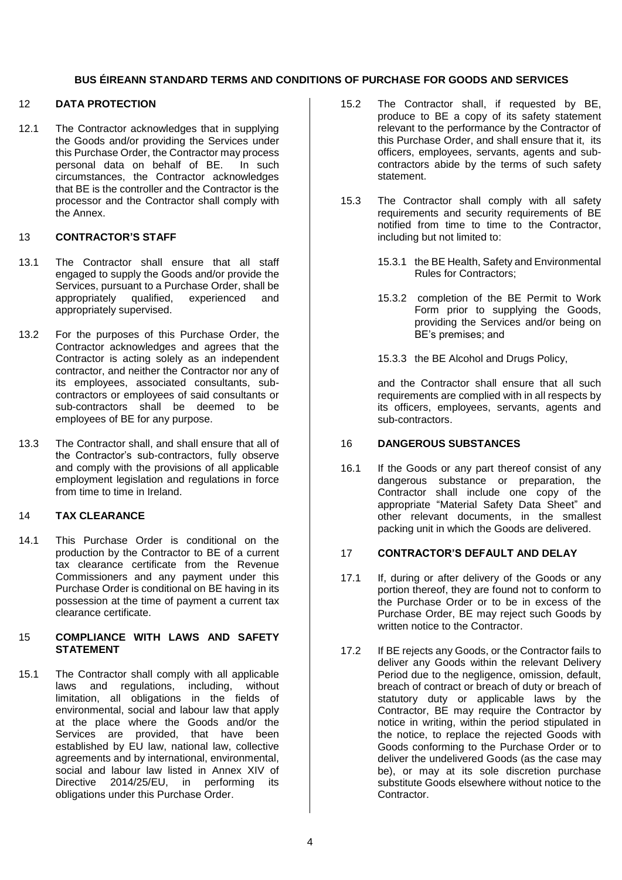**BUS ÉIREANN STANDARD TERMS AND CONDITIONS OF PURCHASE FOR GOODS AND SERVICES**

## 12 DATA PROTECTION

12.1 The Contractor acknowledges that in supplying the Goods and/or providing the Services under this Purchase Order, the Contractor may process personal data on behalf of BE. In such circumstances, the Contractor acknowledges that BE is the controller and the Contractor is the processor and the Contractor shall comply with the Annex.

## 13 CONTRACTOR'S STAFF

13.1 The Contractor shall ensure that all staff engaged to supply the Goods and/or provide the Services, pursuant to a Purchase Order, shall be appropriately qualified, experienced and appropriately supervised.

13.2 For the purposes of this Purchase Order, the Contractor acknowledges and agrees that the Contractor is acting solely as an independent contractor, and neither the Contractor nor any of its employees, associated consultants, sub-contractors or employees of said consultants or sub-contractors shall be deemed to be employees of BE for any purpose.

13.3 The Contractor shall, and shall ensure that all of the Contractor's sub-contractors, fully observe and comply with the provisions of all applicable employment legislation and regulations in force from time to time in Ireland.

## 14 TAX CLEARANCE

14.1 This Purchase Order is conditional on the production by the Contractor to BE of a current tax clearance certificate from the Revenue Commissioners and any payment under this Purchase Order is conditional on BE having in its possession at the time of payment a current tax clearance certificate.

## 15 COMPLIANCE WITH LAWS AND SAFETY STATEMENT

15.1 The Contractor shall comply with all applicable laws and regulations, including, without limitation, all obligations in the fields of environmental, social and labour law that apply at the place where the Goods and/or the Services are provided, that have been established by EU law, national law, collective agreements and by international, environmental, social and labour law listed in Annex XIV of Directive 2014/25/EU, in performing its obligations under this Purchase Order.

15.2 The Contractor shall, if requested by BE, produce to BE a copy of its safety statement relevant to the performance by the Contractor of this Purchase Order, and shall ensure that it, its officers, employees, servants, agents and sub-contractors abide by the terms of such safety statement.

15.3 The Contractor shall comply with all safety requirements and security requirements of BE notified from time to time to the Contractor, including but not limited to:

15.3.1 the BE Health, Safety and Environmental Rules for Contractors;

15.3.2 completion of the BE Permit to Work Form prior to supplying the Goods, providing the Services and/or being on BE's premises; and

15.3.3 the BE Alcohol and Drugs Policy,

and the Contractor shall ensure that all such requirements are complied with in all respects by its officers, employees, servants, agents and sub-contractors.

## 16 DANGEROUS SUBSTANCES

16.1 If the Goods or any part thereof consist of any dangerous substance or preparation, the Contractor shall include one copy of the appropriate "Material Safety Data Sheet" and other relevant documents, in the smallest packing unit in which the Goods are delivered.

## 17 CONTRACTOR'S DEFAULT AND DELAY

17.1 If, during or after delivery of the Goods or any portion thereof, they are found not to conform to the Purchase Order or to be in excess of the Purchase Order, BE may reject such Goods by written notice to the Contractor.

17.2 If BE rejects any Goods, or the Contractor fails to deliver any Goods within the relevant Delivery Period due to the negligence, omission, default, breach of contract or breach of duty or breach of statutory duty or applicable laws by the Contractor, BE may require the Contractor by notice in writing, within the period stipulated in the notice, to replace the rejected Goods with Goods conforming to the Purchase Order or to deliver the undelivered Goods (as the case may be), or may at its sole discretion purchase substitute Goods elsewhere without notice to the Contractor.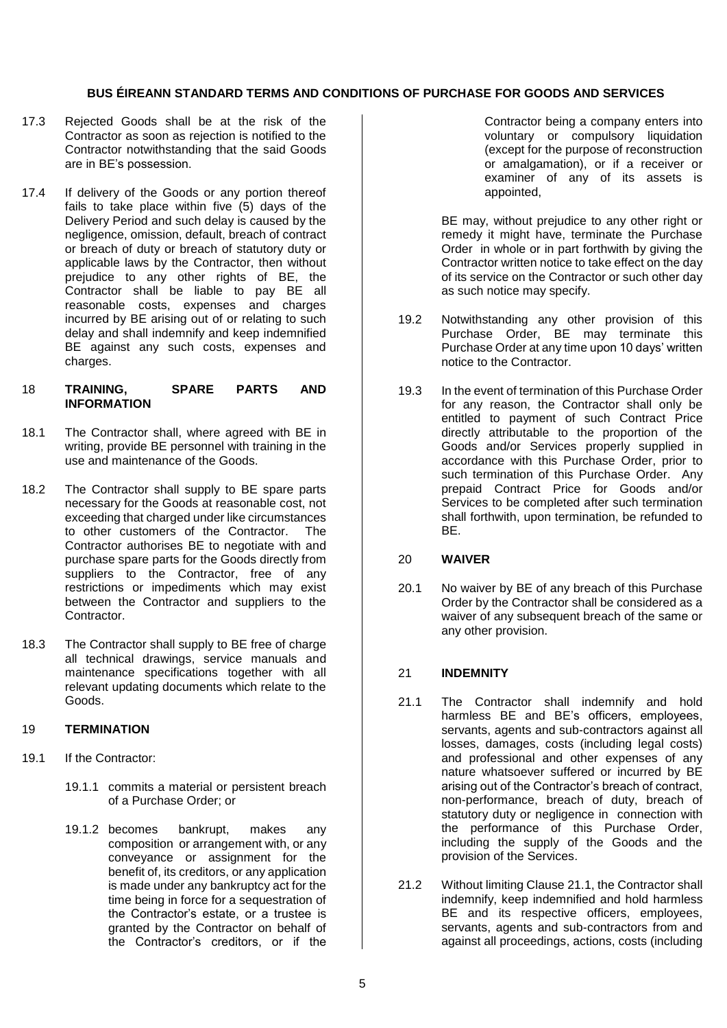17.3 Rejected Goods shall be at the risk of the Contractor as soon as rejection is notified to the Contractor notwithstanding that the said Goods are in BE's possession.

17.4 If delivery of the Goods or any portion thereof fails to take place within five (5) days of the Delivery Period and such delay is caused by the negligence, omission, default, breach of contract or breach of duty or breach of statutory duty or applicable laws by the Contractor, then without prejudice to any other rights of BE, the Contractor shall be liable to pay BE all reasonable costs, expenses and charges incurred by BE arising out of or relating to such delay and shall indemnify and keep indemnified BE against any such costs, expenses and charges.

## 18 TRAINING, SPARE PARTS AND INFORMATION

18.1 The Contractor shall, where agreed with BE in writing, provide BE personnel with training in the use and maintenance of the Goods.

18.2 The Contractor shall supply to BE spare parts necessary for the Goods at reasonable cost, not exceeding that charged under like circumstances to other customers of the Contractor. The Contractor authorises BE to negotiate with and purchase spare parts for the Goods directly from suppliers to the Contractor, free of any restrictions or impediments which may exist between the Contractor and suppliers to the Contractor.

18.3 The Contractor shall supply to BE free of charge all technical drawings, service manuals and maintenance specifications together with all relevant updating documents which relate to the Goods.

## 19 TERMINATION

19.1 If the Contractor:

19.1.1 commits a material or persistent breach of a Purchase Order; or

19.1.2 becomes bankrupt, makes any composition or arrangement with, or any conveyance or assignment for the benefit of, its creditors, or any application is made under any bankruptcy act for the time being in force for a sequestration of the Contractor's estate, or a trustee is granted by the Contractor on behalf of the Contractor's creditors, or if the Contractor being a company enters into voluntary or compulsory liquidation (except for the purpose of reconstruction or amalgamation), or if a receiver or examiner of any of its assets is appointed,

BE may, without prejudice to any other right or remedy it might have, terminate the Purchase Order in whole or in part forthwith by giving the Contractor written notice to take effect on the day of its service on the Contractor or such other day as such notice may specify.

19.2 Notwithstanding any other provision of this Purchase Order, BE may terminate this Purchase Order at any time upon 10 days' written notice to the Contractor.

19.3 In the event of termination of this Purchase Order for any reason, the Contractor shall only be entitled to payment of such Contract Price directly attributable to the proportion of the Goods and/or Services properly supplied in accordance with this Purchase Order, prior to such termination of this Purchase Order. Any prepaid Contract Price for Goods and/or Services to be completed after such termination shall forthwith, upon termination, be refunded to BE.

## 20 WAIVER

20.1 No waiver by BE of any breach of this Purchase Order by the Contractor shall be considered as a waiver of any subsequent breach of the same or any other provision.

## 21 INDEMNITY

21.1 The Contractor shall indemnify and hold harmless BE and BE's officers, employees, servants, agents and sub-contractors against all losses, damages, costs (including legal costs) and professional and other expenses of any nature whatsoever suffered or incurred by BE arising out of the Contractor's breach of contract, non-performance, breach of duty, breach of statutory duty or negligence in connection with the performance of this Purchase Order, including the supply of the Goods and the provision of the Services.

21.2 Without limiting Clause 21.1, the Contractor shall indemnify, keep indemnified and hold harmless BE and its respective officers, employees, servants, agents and sub-contractors from and against all proceedings, actions, costs (including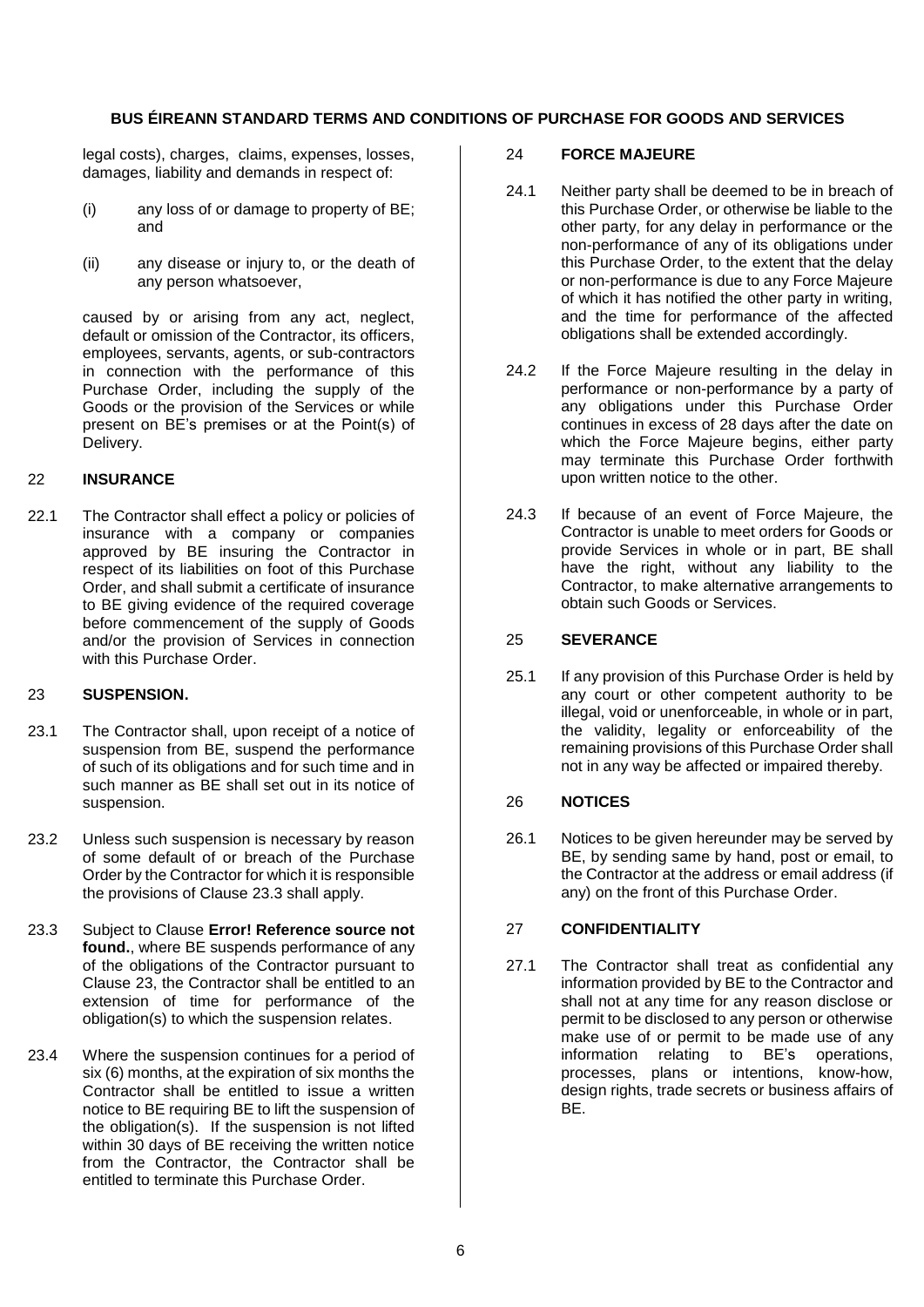legal costs), charges, claims, expenses, losses, damages, liability and demands in respect of:

(i) any loss of or damage to property of BE; and

(ii) any disease or injury to, or the death of any person whatsoever,

caused by or arising from any act, neglect, default or omission of the Contractor, its officers, employees, servants, agents, or sub-contractors in connection with the performance of this Purchase Order, including the supply of the Goods or the provision of the Services or while present on BE's premises or at the Point(s) of Delivery.

## 22 INSURANCE

22.1 The Contractor shall effect a policy or policies of insurance with a company or companies approved by BE insuring the Contractor in respect of its liabilities on foot of this Purchase Order, and shall submit a certificate of insurance to BE giving evidence of the required coverage before commencement of the supply of Goods and/or the provision of Services in connection with this Purchase Order.

## 23 SUSPENSION.

23.1 The Contractor shall, upon receipt of a notice of suspension from BE, suspend the performance of such of its obligations and for such time and in such manner as BE shall set out in its notice of suspension.

23.2 Unless such suspension is necessary by reason of some default of or breach of the Purchase Order by the Contractor for which it is responsible the provisions of Clause 23.3 shall apply.

23.3 Subject to Clause **Error! Reference source not found.**, where BE suspends performance of any of the obligations of the Contractor pursuant to Clause 23, the Contractor shall be entitled to an extension of time for performance of the obligation(s) to which the suspension relates.

23.4 Where the suspension continues for a period of six (6) months, at the expiration of six months the Contractor shall be entitled to issue a written notice to BE requiring BE to lift the suspension of the obligation(s). If the suspension is not lifted within 30 days of BE receiving the written notice from the Contractor, the Contractor shall be entitled to terminate this Purchase Order.

## 24 FORCE MAJEURE

24.1 Neither party shall be deemed to be in breach of this Purchase Order, or otherwise be liable to the other party, for any delay in performance or the non-performance of any of its obligations under this Purchase Order, to the extent that the delay or non-performance is due to any Force Majeure of which it has notified the other party in writing, and the time for performance of the affected obligations shall be extended accordingly.

24.2 If the Force Majeure resulting in the delay in performance or non-performance by a party of any obligations under this Purchase Order continues in excess of 28 days after the date on which the Force Majeure begins, either party may terminate this Purchase Order forthwith upon written notice to the other.

24.3 If because of an event of Force Majeure, the Contractor is unable to meet orders for Goods or provide Services in whole or in part, BE shall have the right, without any liability to the Contractor, to make alternative arrangements to obtain such Goods or Services.

## 25 SEVERANCE

25.1 If any provision of this Purchase Order is held by any court or other competent authority to be illegal, void or unenforceable, in whole or in part, the validity, legality or enforceability of the remaining provisions of this Purchase Order shall not in any way be affected or impaired thereby.

## 26 NOTICES

26.1 Notices to be given hereunder may be served by BE, by sending same by hand, post or email, to the Contractor at the address or email address (if any) on the front of this Purchase Order.

## 27 CONFIDENTIALITY

27.1 The Contractor shall treat as confidential any information provided by BE to the Contractor and shall not at any time for any reason disclose or permit to be disclosed to any person or otherwise make use of or permit to be made use of any information relating to BE's operations, processes, plans or intentions, know-how, design rights, trade secrets or business affairs of BE.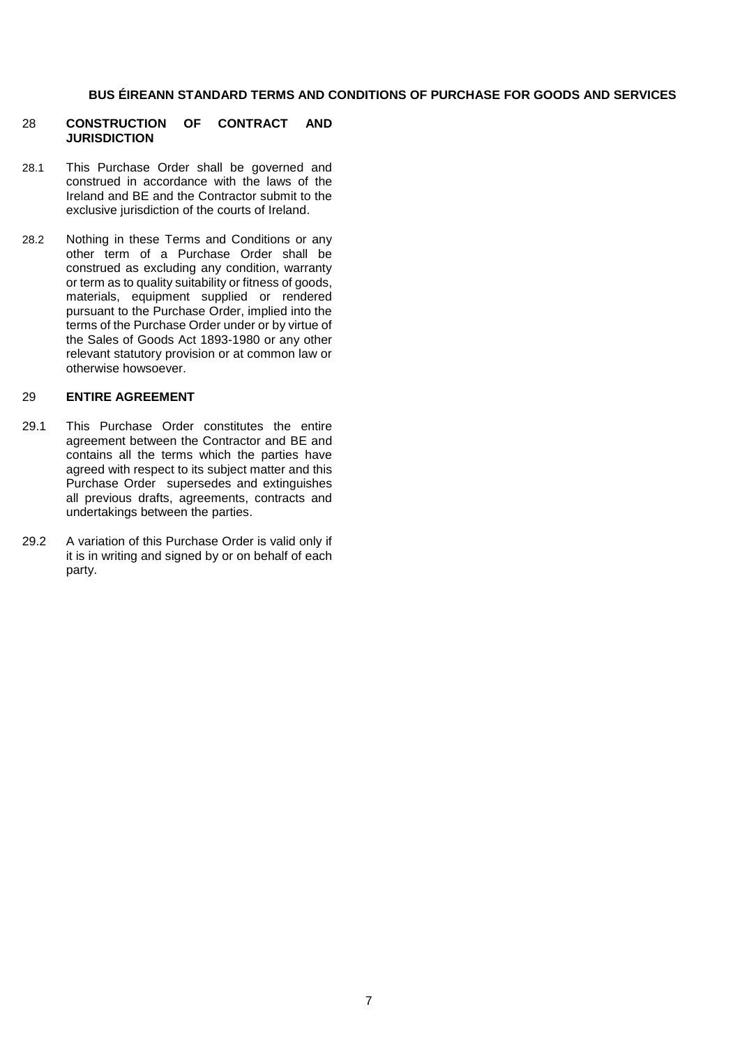## 28 CONSTRUCTION OF CONTRACT AND JURISDICTION

28.1 This Purchase Order shall be governed and construed in accordance with the laws of the Ireland and BE and the Contractor submit to the exclusive jurisdiction of the courts of Ireland.

28.2 Nothing in these Terms and Conditions or any other term of a Purchase Order shall be construed as excluding any condition, warranty or term as to quality suitability or fitness of goods, materials, equipment supplied or rendered pursuant to the Purchase Order, implied into the terms of the Purchase Order under or by virtue of the Sales of Goods Act 1893-1980 or any other relevant statutory provision or at common law or otherwise howsoever.

## 29 ENTIRE AGREEMENT

29.1 This Purchase Order constitutes the entire agreement between the Contractor and BE and contains all the terms which the parties have agreed with respect to its subject matter and this Purchase Order supersedes and extinguishes all previous drafts, agreements, contracts and undertakings between the parties.

29.2 A variation of this Purchase Order is valid only if it is in writing and signed by or on behalf of each party.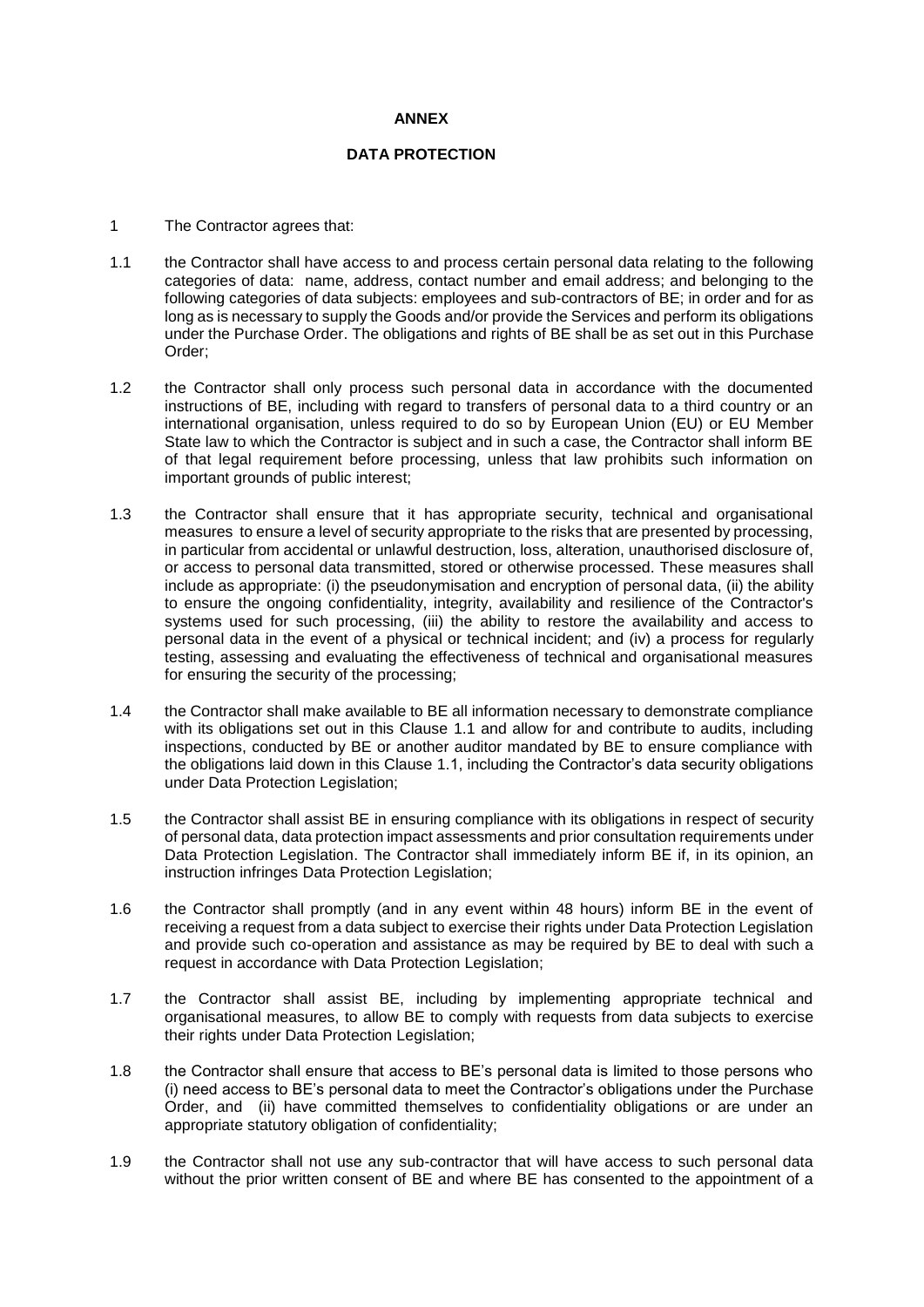**ANNEX**

**DATA PROTECTION**

1 The Contractor agrees that:

1.1 the Contractor shall have access to and process certain personal data relating to the following categories of data: name, address, contact number and email address; and belonging to the following categories of data subjects: employees and sub-contractors of BE; in order and for as long as is necessary to supply the Goods and/or provide the Services and perform its obligations under the Purchase Order. The obligations and rights of BE shall be as set out in this Purchase Order;

1.2 the Contractor shall only process such personal data in accordance with the documented instructions of BE, including with regard to transfers of personal data to a third country or an international organisation, unless required to do so by European Union (EU) or EU Member State law to which the Contractor is subject and in such a case, the Contractor shall inform BE of that legal requirement before processing, unless that law prohibits such information on important grounds of public interest;

1.3 the Contractor shall ensure that it has appropriate security, technical and organisational measures to ensure a level of security appropriate to the risks that are presented by processing, in particular from accidental or unlawful destruction, loss, alteration, unauthorised disclosure of, or access to personal data transmitted, stored or otherwise processed. These measures shall include as appropriate: (i) the pseudonymisation and encryption of personal data, (ii) the ability to ensure the ongoing confidentiality, integrity, availability and resilience of the Contractor's systems used for such processing, (iii) the ability to restore the availability and access to personal data in the event of a physical or technical incident; and (iv) a process for regularly testing, assessing and evaluating the effectiveness of technical and organisational measures for ensuring the security of the processing;

1.4 the Contractor shall make available to BE all information necessary to demonstrate compliance with its obligations set out in this Clause 1.1 and allow for and contribute to audits, including inspections, conducted by BE or another auditor mandated by BE to ensure compliance with the obligations laid down in this Clause 1.1, including the Contractor's data security obligations under Data Protection Legislation;

1.5 the Contractor shall assist BE in ensuring compliance with its obligations in respect of security of personal data, data protection impact assessments and prior consultation requirements under Data Protection Legislation. The Contractor shall immediately inform BE if, in its opinion, an instruction infringes Data Protection Legislation;

1.6 the Contractor shall promptly (and in any event within 48 hours) inform BE in the event of receiving a request from a data subject to exercise their rights under Data Protection Legislation and provide such co-operation and assistance as may be required by BE to deal with such a request in accordance with Data Protection Legislation;

1.7 the Contractor shall assist BE, including by implementing appropriate technical and organisational measures, to allow BE to comply with requests from data subjects to exercise their rights under Data Protection Legislation;

1.8 the Contractor shall ensure that access to BE's personal data is limited to those persons who (i) need access to BE's personal data to meet the Contractor's obligations under the Purchase Order, and (ii) have committed themselves to confidentiality obligations or are under an appropriate statutory obligation of confidentiality;

1.9 the Contractor shall not use any sub-contractor that will have access to such personal data without the prior written consent of BE and where BE has consented to the appointment of a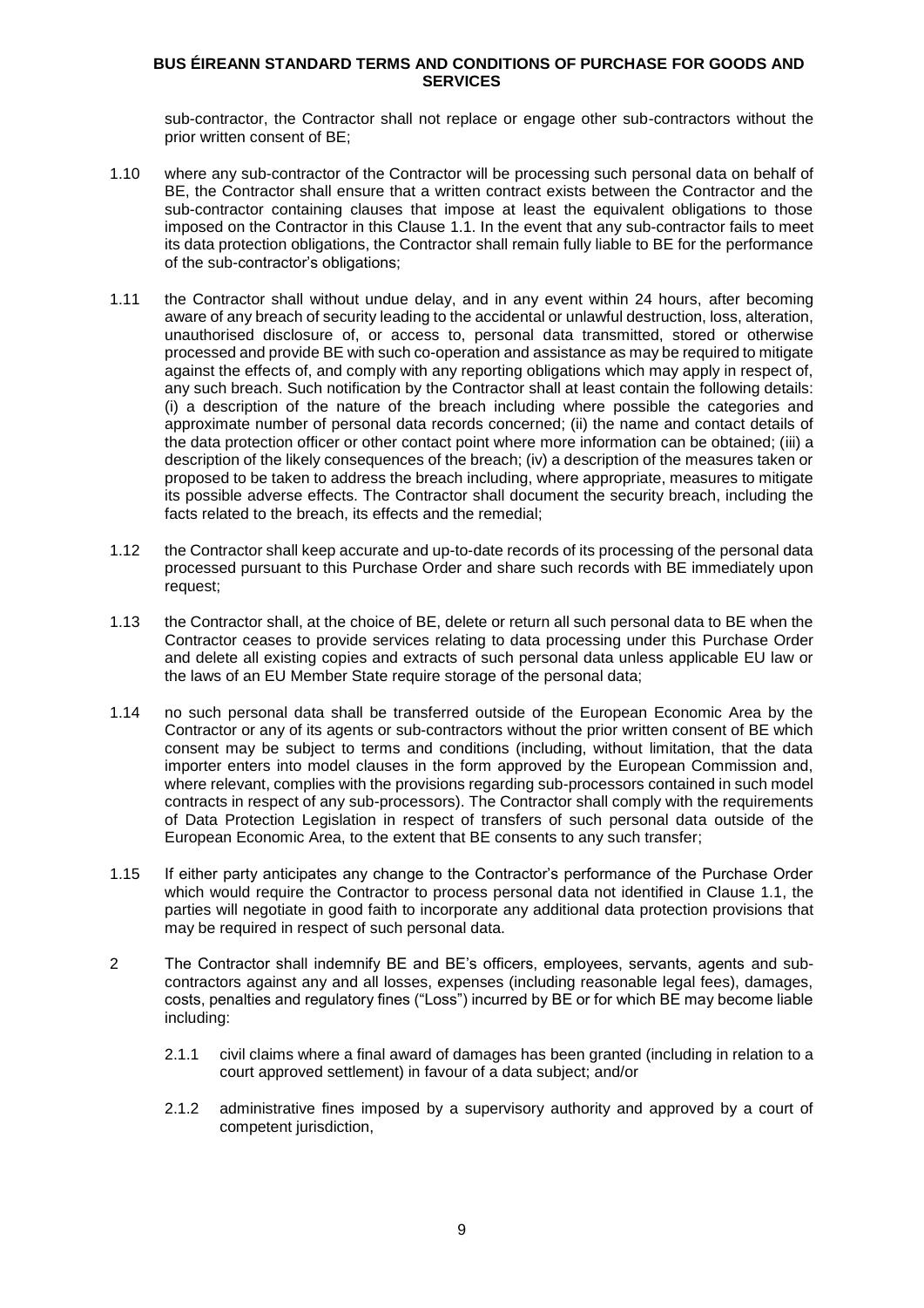sub-contractor, the Contractor shall not replace or engage other sub-contractors without the prior written consent of BE;

1.10 where any sub-contractor of the Contractor will be processing such personal data on behalf of BE, the Contractor shall ensure that a written contract exists between the Contractor and the sub-contractor containing clauses that impose at least the equivalent obligations to those imposed on the Contractor in this Clause 1.1. In the event that any sub-contractor fails to meet its data protection obligations, the Contractor shall remain fully liable to BE for the performance of the sub-contractor's obligations;

1.11 the Contractor shall without undue delay, and in any event within 24 hours, after becoming aware of any breach of security leading to the accidental or unlawful destruction, loss, alteration, unauthorised disclosure of, or access to, personal data transmitted, stored or otherwise processed and provide BE with such co-operation and assistance as may be required to mitigate against the effects of, and comply with any reporting obligations which may apply in respect of, any such breach. Such notification by the Contractor shall at least contain the following details: (i) a description of the nature of the breach including where possible the categories and approximate number of personal data records concerned; (ii) the name and contact details of the data protection officer or other contact point where more information can be obtained; (iii) a description of the likely consequences of the breach; (iv) a description of the measures taken or proposed to be taken to address the breach including, where appropriate, measures to mitigate its possible adverse effects. The Contractor shall document the security breach, including the facts related to the breach, its effects and the remedial;

1.12 the Contractor shall keep accurate and up-to-date records of its processing of the personal data processed pursuant to this Purchase Order and share such records with BE immediately upon request;

1.13 the Contractor shall, at the choice of BE, delete or return all such personal data to BE when the Contractor ceases to provide services relating to data processing under this Purchase Order and delete all existing copies and extracts of such personal data unless applicable EU law or the laws of an EU Member State require storage of the personal data;

1.14 no such personal data shall be transferred outside of the European Economic Area by the Contractor or any of its agents or sub-contractors without the prior written consent of BE which consent may be subject to terms and conditions (including, without limitation, that the data importer enters into model clauses in the form approved by the European Commission and, where relevant, complies with the provisions regarding sub-processors contained in such model contracts in respect of any sub-processors). The Contractor shall comply with the requirements of Data Protection Legislation in respect of transfers of such personal data outside of the European Economic Area, to the extent that BE consents to any such transfer;

1.15 If either party anticipates any change to the Contractor's performance of the Purchase Order which would require the Contractor to process personal data not identified in Clause 1.1, the parties will negotiate in good faith to incorporate any additional data protection provisions that may be required in respect of such personal data.

2 The Contractor shall indemnify BE and BE's officers, employees, servants, agents and sub-contractors against any and all losses, expenses (including reasonable legal fees), damages, costs, penalties and regulatory fines ("Loss") incurred by BE or for which BE may become liable including:

2.1.1 civil claims where a final award of damages has been granted (including in relation to a court approved settlement) in favour of a data subject; and/or

2.1.2 administrative fines imposed by a supervisory authority and approved by a court of competent jurisdiction,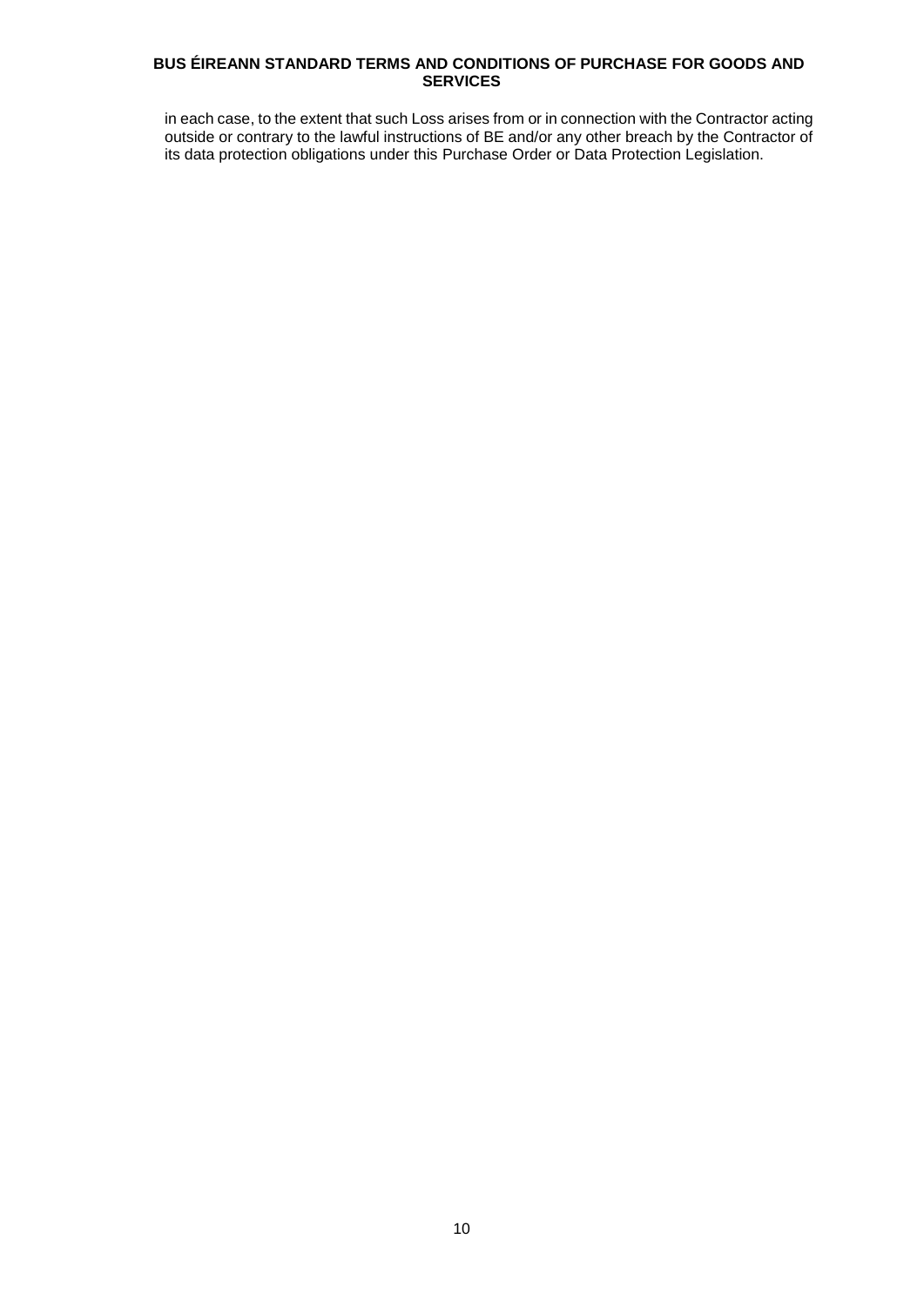in each case, to the extent that such Loss arises from or in connection with the Contractor acting outside or contrary to the lawful instructions of BE and/or any other breach by the Contractor of its data protection obligations under this Purchase Order or Data Protection Legislation.